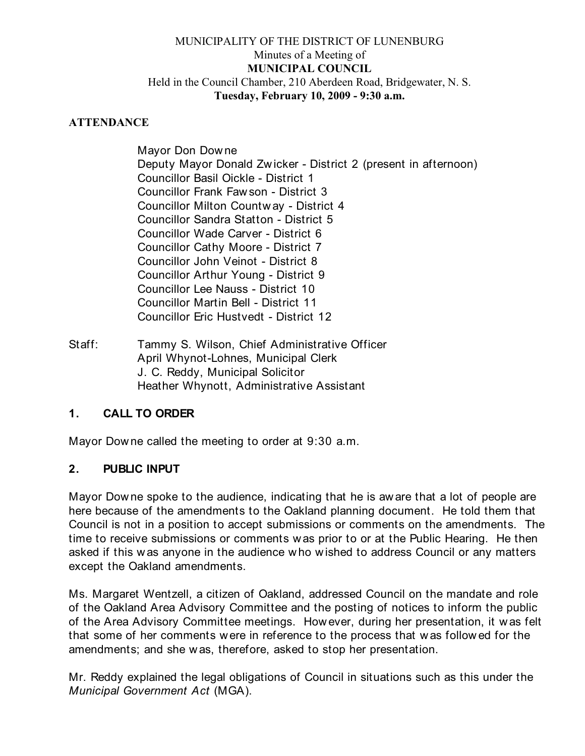MUNICIPALITY OF THE DISTRICT OF LUNENBURG
Minutes of a Meeting of
**MUNICIPAL COUNCIL**
Held in the Council Chamber, 210 Aberdeen Road, Bridgewater, N. S.
**Tuesday, February 10, 2009 - 9:30 a.m.**

**ATTENDANCE**

Mayor Don Downe
Deputy Mayor Donald Zwicker - District 2 (present in afternoon)
Councillor Basil Oickle - District 1
Councillor Frank Fawson - District 3
Councillor Milton Countway - District 4
Councillor Sandra Statton - District 5
Councillor Wade Carver - District 6
Councillor Cathy Moore - District 7
Councillor John Veinot - District 8
Councillor Arthur Young - District 9
Councillor Lee Nauss - District 10
Councillor Martin Bell - District 11
Councillor Eric Hustvedt - District 12

Staff: Tammy S. Wilson, Chief Administrative Officer
April Whynot-Lohnes, Municipal Clerk
J. C. Reddy, Municipal Solicitor
Heather Whynott, Administrative Assistant

## 1. CALL TO ORDER

Mayor Downe called the meeting to order at 9:30 a.m.

## 2. PUBLIC INPUT

Mayor Downe spoke to the audience, indicating that he is aware that a lot of people are here because of the amendments to the Oakland planning document. He told them that Council is not in a position to accept submissions or comments on the amendments. The time to receive submissions or comments was prior to or at the Public Hearing. He then asked if this was anyone in the audience who wished to address Council or any matters except the Oakland amendments.

Ms. Margaret Wentzell, a citizen of Oakland, addressed Council on the mandate and role of the Oakland Area Advisory Committee and the posting of notices to inform the public of the Area Advisory Committee meetings. However, during her presentation, it was felt that some of her comments were in reference to the process that was followed for the amendments; and she was, therefore, asked to stop her presentation.

Mr. Reddy explained the legal obligations of Council in situations such as this under the *Municipal Government Act* (MGA).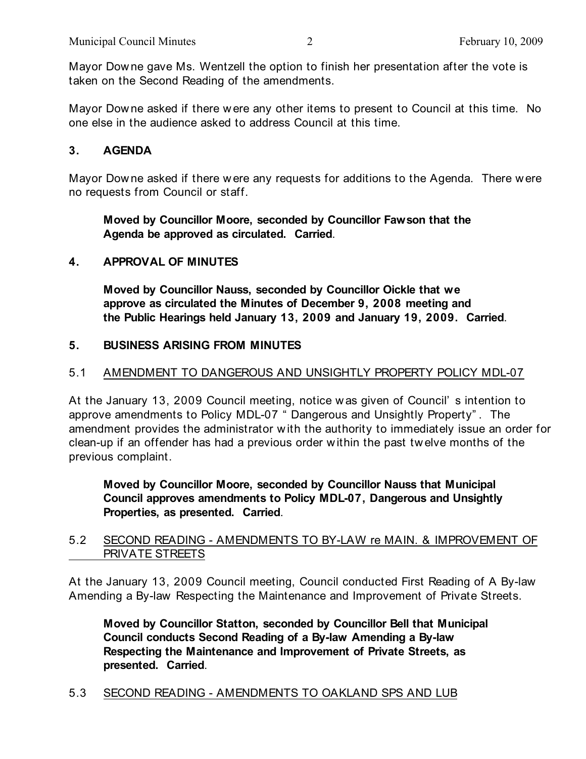Mayor Downe gave Ms. Wentzell the option to finish her presentation after the vote is taken on the Second Reading of the amendments.

Mayor Downe asked if there were any other items to present to Council at this time. No one else in the audience asked to address Council at this time.

## 3. AGENDA

Mayor Downe asked if there were any requests for additions to the Agenda. There were no requests from Council or staff.

**Moved by Councillor Moore, seconded by Councillor Fawson that the Agenda be approved as circulated. Carried**.

## 4. APPROVAL OF MINUTES

**Moved by Councillor Nauss, seconded by Councillor Oickle that we approve as circulated the Minutes of December 9, 2008 meeting and the Public Hearings held January 13, 2009 and January 19, 2009. Carried**.

## 5. BUSINESS ARISING FROM MINUTES

### 5.1 AMENDMENT TO DANGEROUS AND UNSIGHTLY PROPERTY POLICY MDL-07

At the January 13, 2009 Council meeting, notice was given of Council's intention to approve amendments to Policy MDL-07 "Dangerous and Unsightly Property". The amendment provides the administrator with the authority to immediately issue an order for clean-up if an offender has had a previous order within the past twelve months of the previous complaint.

**Moved by Councillor Moore, seconded by Councillor Nauss that Municipal Council approves amendments to Policy MDL-07, Dangerous and Unsightly Properties, as presented. Carried**.

### 5.2 SECOND READING - AMENDMENTS TO BY-LAW re MAIN. & IMPROVEMENT OF PRIVATE STREETS

At the January 13, 2009 Council meeting, Council conducted First Reading of A By-law Amending a By-law Respecting the Maintenance and Improvement of Private Streets.

**Moved by Councillor Statton, seconded by Councillor Bell that Municipal Council conducts Second Reading of a By-law Amending a By-law Respecting the Maintenance and Improvement of Private Streets, as presented. Carried**.

### 5.3 SECOND READING - AMENDMENTS TO OAKLAND SPS AND LUB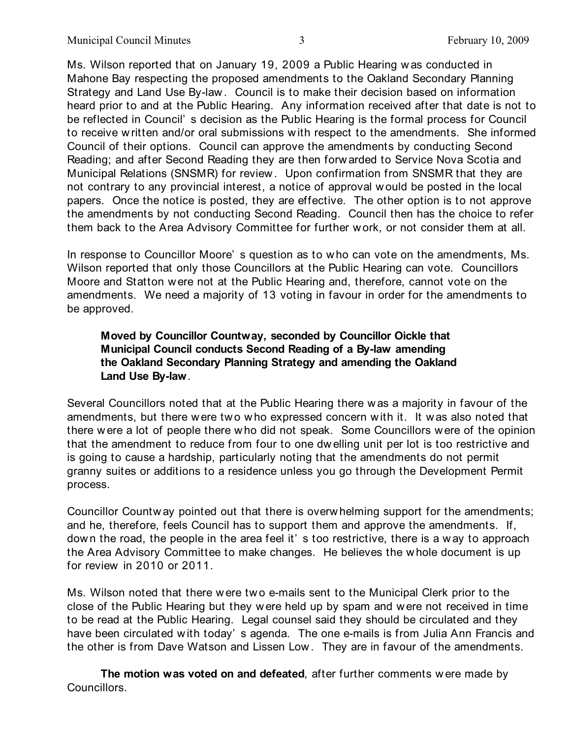Ms. Wilson reported that on January 19, 2009 a Public Hearing was conducted in Mahone Bay respecting the proposed amendments to the Oakland Secondary Planning Strategy and Land Use By-law. Council is to make their decision based on information heard prior to and at the Public Hearing. Any information received after that date is not to be reflected in Council's decision as the Public Hearing is the formal process for Council to receive written and/or oral submissions with respect to the amendments. She informed Council of their options. Council can approve the amendments by conducting Second Reading; and after Second Reading they are then forwarded to Service Nova Scotia and Municipal Relations (SNSMR) for review. Upon confirmation from SNSMR that they are not contrary to any provincial interest, a notice of approval would be posted in the local papers. Once the notice is posted, they are effective. The other option is to not approve the amendments by not conducting Second Reading. Council then has the choice to refer them back to the Area Advisory Committee for further work, or not consider them at all.

In response to Councillor Moore's question as to who can vote on the amendments, Ms. Wilson reported that only those Councillors at the Public Hearing can vote. Councillors Moore and Statton were not at the Public Hearing and, therefore, cannot vote on the amendments. We need a majority of 13 voting in favour in order for the amendments to be approved.

> **Moved by Councillor Countway, seconded by Councillor Oickle that Municipal Council conducts Second Reading of a By-law amending the Oakland Secondary Planning Strategy and amending the Oakland Land Use By-law**.

Several Councillors noted that at the Public Hearing there was a majority in favour of the amendments, but there were two who expressed concern with it. It was also noted that there were a lot of people there who did not speak. Some Councillors were of the opinion that the amendment to reduce from four to one dwelling unit per lot is too restrictive and is going to cause a hardship, particularly noting that the amendments do not permit granny suites or additions to a residence unless you go through the Development Permit process.

Councillor Countway pointed out that there is overwhelming support for the amendments; and he, therefore, feels Council has to support them and approve the amendments. If, down the road, the people in the area feel it's too restrictive, there is a way to approach the Area Advisory Committee to make changes. He believes the whole document is up for review in 2010 or 2011.

Ms. Wilson noted that there were two e-mails sent to the Municipal Clerk prior to the close of the Public Hearing but they were held up by spam and were not received in time to be read at the Public Hearing. Legal counsel said they should be circulated and they have been circulated with today's agenda. The one e-mails is from Julia Ann Francis and the other is from Dave Watson and Lissen Low. They are in favour of the amendments.

**The motion was voted on and defeated**, after further comments were made by Councillors.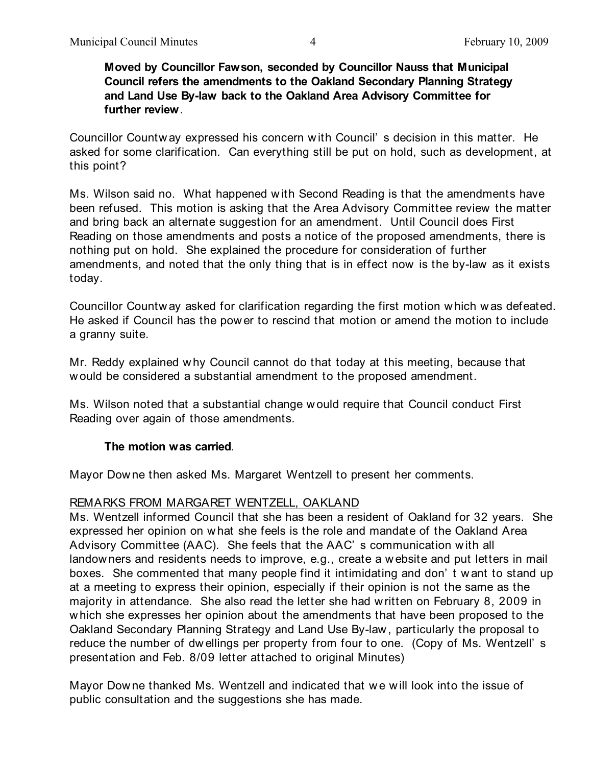**Moved by Councillor Fawson, seconded by Councillor Nauss that Municipal Council refers the amendments to the Oakland Secondary Planning Strategy and Land Use By-law back to the Oakland Area Advisory Committee for further review**.

Councillor Countway expressed his concern with Council's decision in this matter. He asked for some clarification. Can everything still be put on hold, such as development, at this point?

Ms. Wilson said no. What happened with Second Reading is that the amendments have been refused. This motion is asking that the Area Advisory Committee review the matter and bring back an alternate suggestion for an amendment. Until Council does First Reading on those amendments and posts a notice of the proposed amendments, there is nothing put on hold. She explained the procedure for consideration of further amendments, and noted that the only thing that is in effect now is the by-law as it exists today.

Councillor Countway asked for clarification regarding the first motion which was defeated. He asked if Council has the power to rescind that motion or amend the motion to include a granny suite.

Mr. Reddy explained why Council cannot do that today at this meeting, because that would be considered a substantial amendment to the proposed amendment.

Ms. Wilson noted that a substantial change would require that Council conduct First Reading over again of those amendments.

**The motion was carried**.

Mayor Downe then asked Ms. Margaret Wentzell to present her comments.

REMARKS FROM MARGARET WENTZELL, OAKLAND

Ms. Wentzell informed Council that she has been a resident of Oakland for 32 years. She expressed her opinion on what she feels is the role and mandate of the Oakland Area Advisory Committee (AAC). She feels that the AAC's communication with all landowners and residents needs to improve, e.g., create a website and put letters in mail boxes. She commented that many people find it intimidating and don't want to stand up at a meeting to express their opinion, especially if their opinion is not the same as the majority in attendance. She also read the letter she had written on February 8, 2009 in which she expresses her opinion about the amendments that have been proposed to the Oakland Secondary Planning Strategy and Land Use By-law, particularly the proposal to reduce the number of dwellings per property from four to one. (Copy of Ms. Wentzell's presentation and Feb. 8/09 letter attached to original Minutes)

Mayor Downe thanked Ms. Wentzell and indicated that we will look into the issue of public consultation and the suggestions she has made.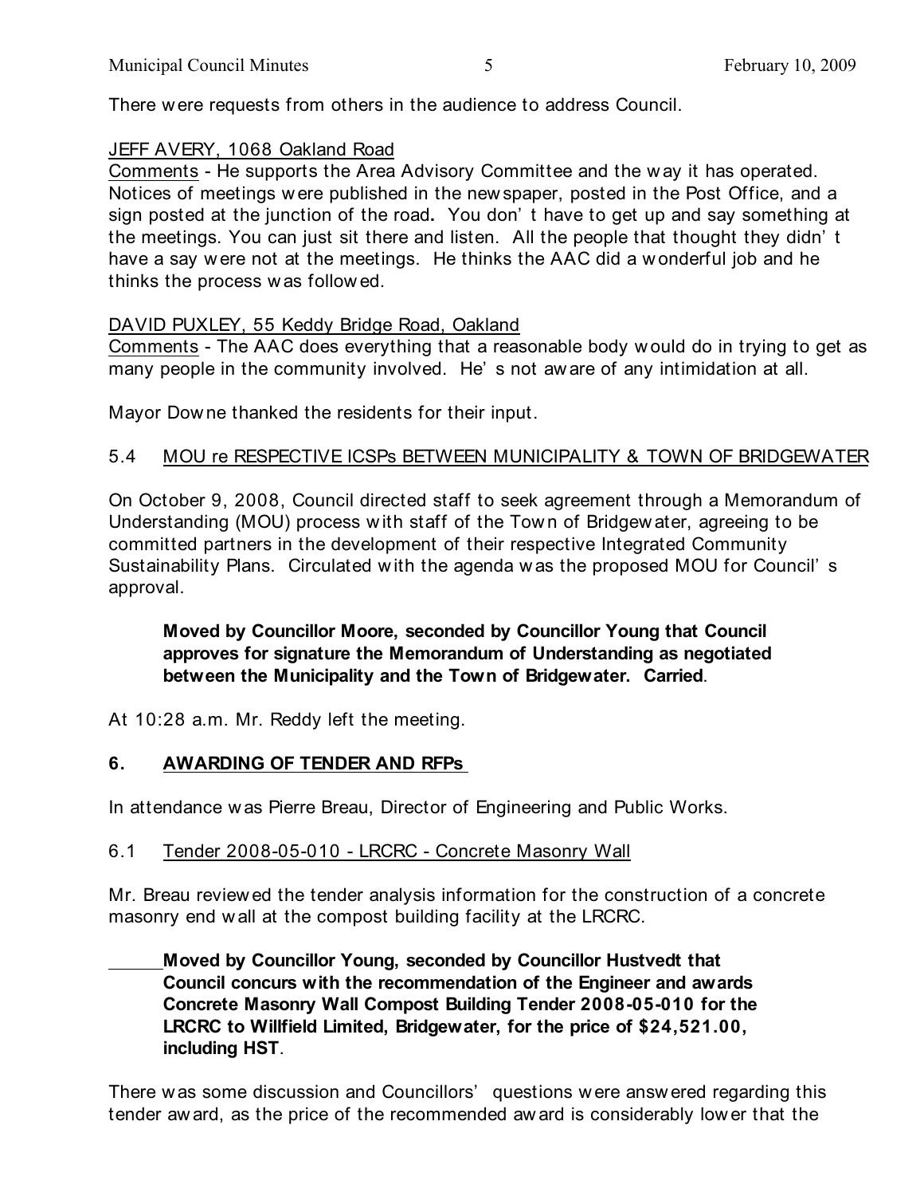There were requests from others in the audience to address Council.

JEFF AVERY, 1068 Oakland Road

Comments - He supports the Area Advisory Committee and the way it has operated. Notices of meetings were published in the newspaper, posted in the Post Office, and a sign posted at the junction of the road**.** You don' t have to get up and say something at the meetings. You can just sit there and listen. All the people that thought they didn' t have a say were not at the meetings. He thinks the AAC did a wonderful job and he thinks the process was followed.

DAVID PUXLEY, 55 Keddy Bridge Road, Oakland

Comments - The AAC does everything that a reasonable body would do in trying to get as many people in the community involved. He' s not aware of any intimidation at all.

Mayor Downe thanked the residents for their input.

5.4 MOU re RESPECTIVE ICSPs BETWEEN MUNICIPALITY & TOWN OF BRIDGEWATER

On October 9, 2008, Council directed staff to seek agreement through a Memorandum of Understanding (MOU) process with staff of the Town of Bridgewater, agreeing to be committed partners in the development of their respective Integrated Community Sustainability Plans. Circulated with the agenda was the proposed MOU for Council' s approval.

> **Moved by Councillor Moore, seconded by Councillor Young that Council approves for signature the Memorandum of Understanding as negotiated between the Municipality and the Town of Bridgewater. Carried**.

At 10:28 a.m. Mr. Reddy left the meeting.

## 6. AWARDING OF TENDER AND RFPs

In attendance was Pierre Breau, Director of Engineering and Public Works.

6.1 Tender 2008-05-010 - LRCRC - Concrete Masonry Wall

Mr. Breau reviewed the tender analysis information for the construction of a concrete masonry end wall at the compost building facility at the LRCRC.

> **Moved by Councillor Young, seconded by Councillor Hustvedt that Council concurs with the recommendation of the Engineer and awards Concrete Masonry Wall Compost Building Tender 2008-05-010 for the LRCRC to Willfield Limited, Bridgewater, for the price of $24,521.00, including HST**.

There was some discussion and Councillors' questions were answered regarding this tender award, as the price of the recommended award is considerably lower that the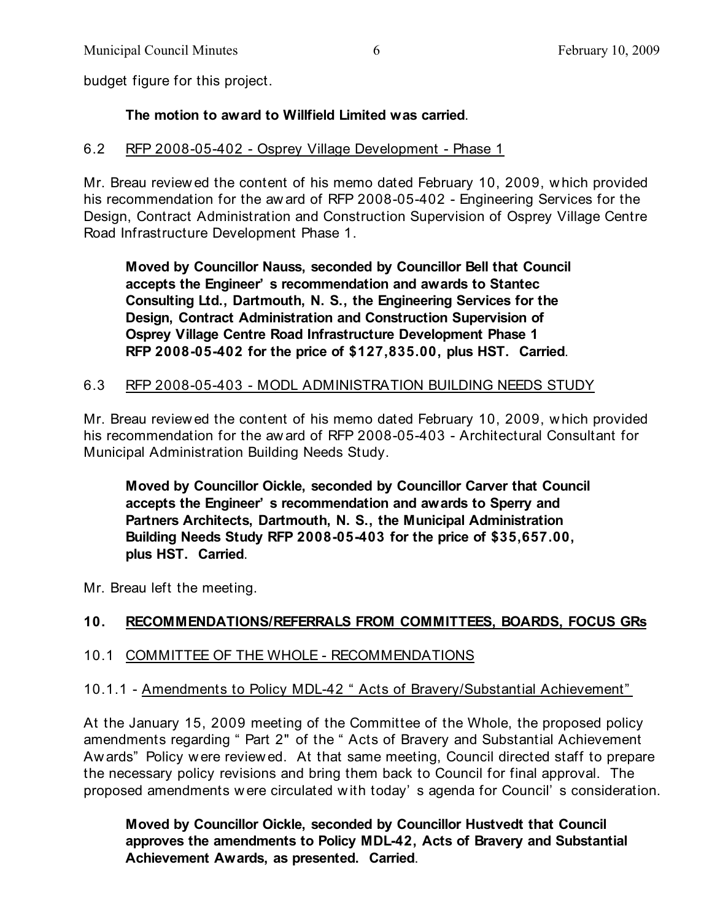budget figure for this project.

**The motion to award to Willfield Limited was carried**.

6.2 RFP 2008-05-402 - Osprey Village Development - Phase 1

Mr. Breau reviewed the content of his memo dated February 10, 2009, which provided his recommendation for the award of RFP 2008-05-402 - Engineering Services for the Design, Contract Administration and Construction Supervision of Osprey Village Centre Road Infrastructure Development Phase 1.

> **Moved by Councillor Nauss, seconded by Councillor Bell that Council accepts the Engineer's recommendation and awards to Stantec Consulting Ltd., Dartmouth, N. S., the Engineering Services for the Design, Contract Administration and Construction Supervision of Osprey Village Centre Road Infrastructure Development Phase 1 RFP 2008-05-402 for the price of $127,835.00, plus HST. Carried**.

6.3 RFP 2008-05-403 - MODL ADMINISTRATION BUILDING NEEDS STUDY

Mr. Breau reviewed the content of his memo dated February 10, 2009, which provided his recommendation for the award of RFP 2008-05-403 - Architectural Consultant for Municipal Administration Building Needs Study.

> **Moved by Councillor Oickle, seconded by Councillor Carver that Council accepts the Engineer's recommendation and awards to Sperry and Partners Architects, Dartmouth, N. S., the Municipal Administration Building Needs Study RFP 2008-05-403 for the price of $35,657.00, plus HST. Carried**.

Mr. Breau left the meeting.

## 10. RECOMMENDATIONS/REFERRALS FROM COMMITTEES, BOARDS, FOCUS GRs

10.1 COMMITTEE OF THE WHOLE - RECOMMENDATIONS

10.1.1 - Amendments to Policy MDL-42 "Acts of Bravery/Substantial Achievement"

At the January 15, 2009 meeting of the Committee of the Whole, the proposed policy amendments regarding "Part 2" of the "Acts of Bravery and Substantial Achievement Awards" Policy were reviewed. At that same meeting, Council directed staff to prepare the necessary policy revisions and bring them back to Council for final approval. The proposed amendments were circulated with today's agenda for Council's consideration.

> **Moved by Councillor Oickle, seconded by Councillor Hustvedt that Council approves the amendments to Policy MDL-42, Acts of Bravery and Substantial Achievement Awards, as presented. Carried**.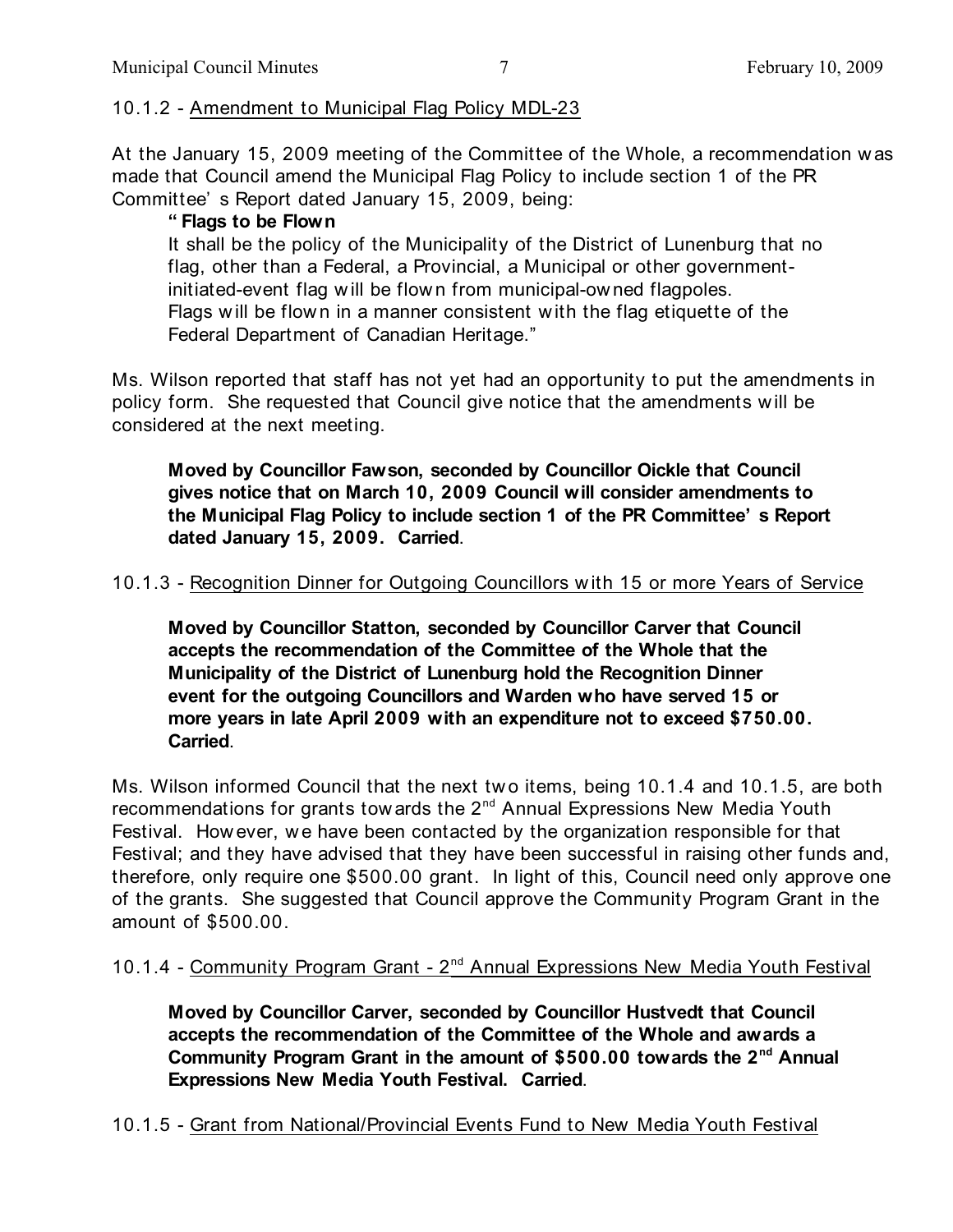10.1.2 - Amendment to Municipal Flag Policy MDL-23

At the January 15, 2009 meeting of the Committee of the Whole, a recommendation was made that Council amend the Municipal Flag Policy to include section 1 of the PR Committee's Report dated January 15, 2009, being:

> **"Flags to be Flown**
> It shall be the policy of the Municipality of the District of Lunenburg that no flag, other than a Federal, a Provincial, a Municipal or other government-initiated-event flag will be flown from municipal-owned flagpoles.
> Flags will be flown in a manner consistent with the flag etiquette of the Federal Department of Canadian Heritage."

Ms. Wilson reported that staff has not yet had an opportunity to put the amendments in policy form. She requested that Council give notice that the amendments will be considered at the next meeting.

> **Moved by Councillor Fawson, seconded by Councillor Oickle that Council gives notice that on March 10, 2009 Council will consider amendments to the Municipal Flag Policy to include section 1 of the PR Committee's Report dated January 15, 2009. Carried**.

10.1.3 - Recognition Dinner for Outgoing Councillors with 15 or more Years of Service

> **Moved by Councillor Statton, seconded by Councillor Carver that Council accepts the recommendation of the Committee of the Whole that the Municipality of the District of Lunenburg hold the Recognition Dinner event for the outgoing Councillors and Warden who have served 15 or more years in late April 2009 with an expenditure not to exceed $750.00. Carried**.

Ms. Wilson informed Council that the next two items, being 10.1.4 and 10.1.5, are both recommendations for grants towards the 2nd Annual Expressions New Media Youth Festival. However, we have been contacted by the organization responsible for that Festival; and they have advised that they have been successful in raising other funds and, therefore, only require one $500.00 grant. In light of this, Council need only approve one of the grants. She suggested that Council approve the Community Program Grant in the amount of $500.00.

10.1.4 - Community Program Grant - 2nd Annual Expressions New Media Youth Festival

> **Moved by Councillor Carver, seconded by Councillor Hustvedt that Council accepts the recommendation of the Committee of the Whole and awards a Community Program Grant in the amount of $500.00 towards the 2nd Annual Expressions New Media Youth Festival. Carried**.

10.1.5 - Grant from National/Provincial Events Fund to New Media Youth Festival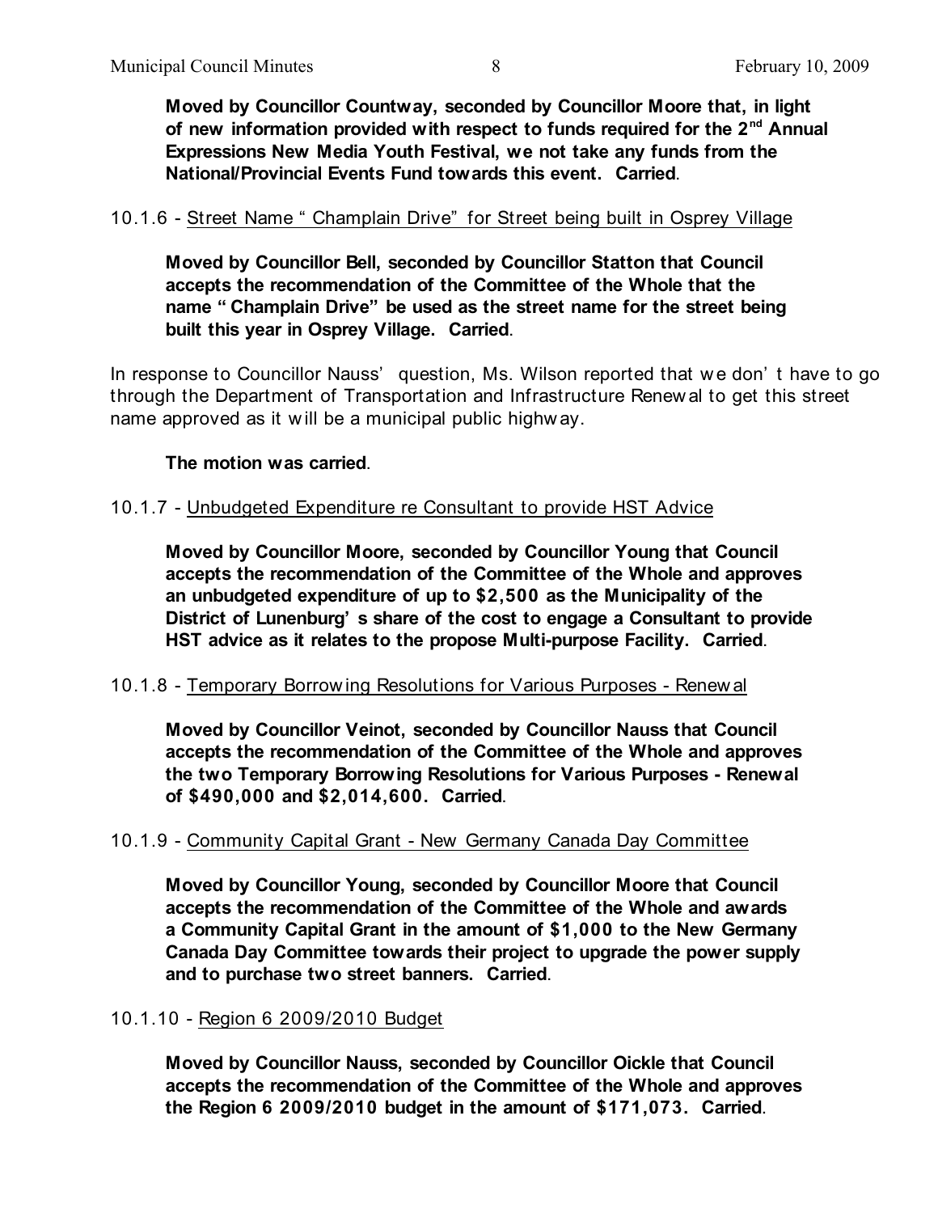**Moved by Councillor Countway, seconded by Councillor Moore that, in light of new information provided with respect to funds required for the 2nd Annual Expressions New Media Youth Festival, we not take any funds from the National/Provincial Events Fund towards this event. Carried**.

10.1.6 - Street Name "Champlain Drive" for Street being built in Osprey Village

**Moved by Councillor Bell, seconded by Councillor Statton that Council accepts the recommendation of the Committee of the Whole that the name "Champlain Drive" be used as the street name for the street being built this year in Osprey Village. Carried**.

In response to Councillor Nauss' question, Ms. Wilson reported that we don't have to go through the Department of Transportation and Infrastructure Renewal to get this street name approved as it will be a municipal public highway.

**The motion was carried**.

10.1.7 - Unbudgeted Expenditure re Consultant to provide HST Advice

**Moved by Councillor Moore, seconded by Councillor Young that Council accepts the recommendation of the Committee of the Whole and approves an unbudgeted expenditure of up to $2,500 as the Municipality of the District of Lunenburg's share of the cost to engage a Consultant to provide HST advice as it relates to the propose Multi-purpose Facility. Carried**.

10.1.8 - Temporary Borrowing Resolutions for Various Purposes - Renewal

**Moved by Councillor Veinot, seconded by Councillor Nauss that Council accepts the recommendation of the Committee of the Whole and approves the two Temporary Borrowing Resolutions for Various Purposes - Renewal of $490,000 and $2,014,600. Carried**.

10.1.9 - Community Capital Grant - New Germany Canada Day Committee

**Moved by Councillor Young, seconded by Councillor Moore that Council accepts the recommendation of the Committee of the Whole and awards a Community Capital Grant in the amount of $1,000 to the New Germany Canada Day Committee towards their project to upgrade the power supply and to purchase two street banners. Carried**.

10.1.10 - Region 6 2009/2010 Budget

**Moved by Councillor Nauss, seconded by Councillor Oickle that Council accepts the recommendation of the Committee of the Whole and approves the Region 6 2009/2010 budget in the amount of $171,073. Carried**.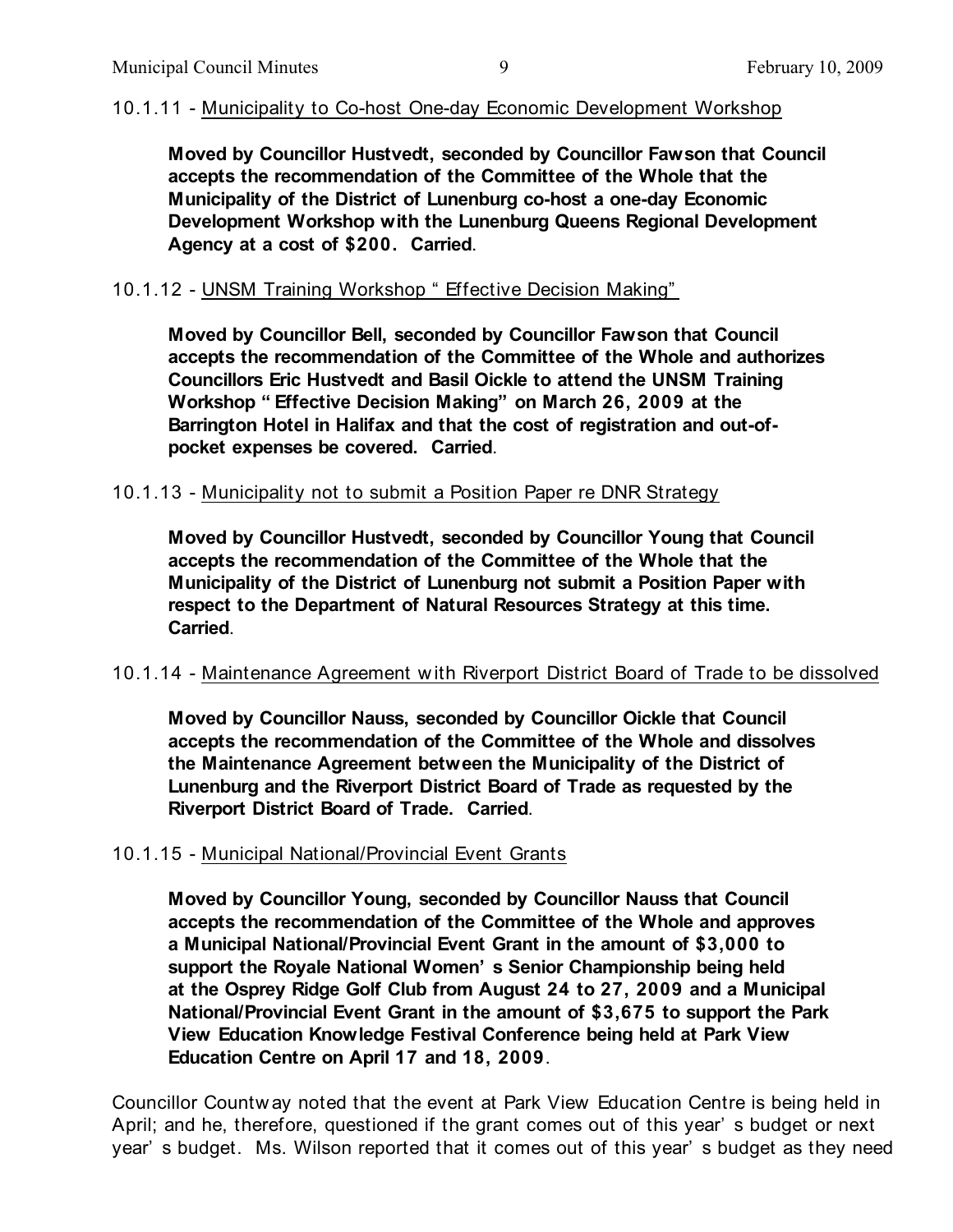10.1.11 - Municipality to Co-host One-day Economic Development Workshop

**Moved by Councillor Hustvedt, seconded by Councillor Fawson that Council accepts the recommendation of the Committee of the Whole that the Municipality of the District of Lunenburg co-host a one-day Economic Development Workshop with the Lunenburg Queens Regional Development Agency at a cost of $200. Carried**.

10.1.12 - UNSM Training Workshop "Effective Decision Making"

**Moved by Councillor Bell, seconded by Councillor Fawson that Council accepts the recommendation of the Committee of the Whole and authorizes Councillors Eric Hustvedt and Basil Oickle to attend the UNSM Training Workshop "Effective Decision Making" on March 26, 2009 at the Barrington Hotel in Halifax and that the cost of registration and out-of-pocket expenses be covered. Carried**.

10.1.13 - Municipality not to submit a Position Paper re DNR Strategy

**Moved by Councillor Hustvedt, seconded by Councillor Young that Council accepts the recommendation of the Committee of the Whole that the Municipality of the District of Lunenburg not submit a Position Paper with respect to the Department of Natural Resources Strategy at this time. Carried**.

10.1.14 - Maintenance Agreement with Riverport District Board of Trade to be dissolved

**Moved by Councillor Nauss, seconded by Councillor Oickle that Council accepts the recommendation of the Committee of the Whole and dissolves the Maintenance Agreement between the Municipality of the District of Lunenburg and the Riverport District Board of Trade as requested by the Riverport District Board of Trade. Carried**.

10.1.15 - Municipal National/Provincial Event Grants

**Moved by Councillor Young, seconded by Councillor Nauss that Council accepts the recommendation of the Committee of the Whole and approves a Municipal National/Provincial Event Grant in the amount of $3,000 to support the Royale National Women's Senior Championship being held at the Osprey Ridge Golf Club from August 24 to 27, 2009 and a Municipal National/Provincial Event Grant in the amount of $3,675 to support the Park View Education Knowledge Festival Conference being held at Park View Education Centre on April 17 and 18, 2009**.

Councillor Countway noted that the event at Park View Education Centre is being held in April; and he, therefore, questioned if the grant comes out of this year's budget or next year's budget. Ms. Wilson reported that it comes out of this year's budget as they need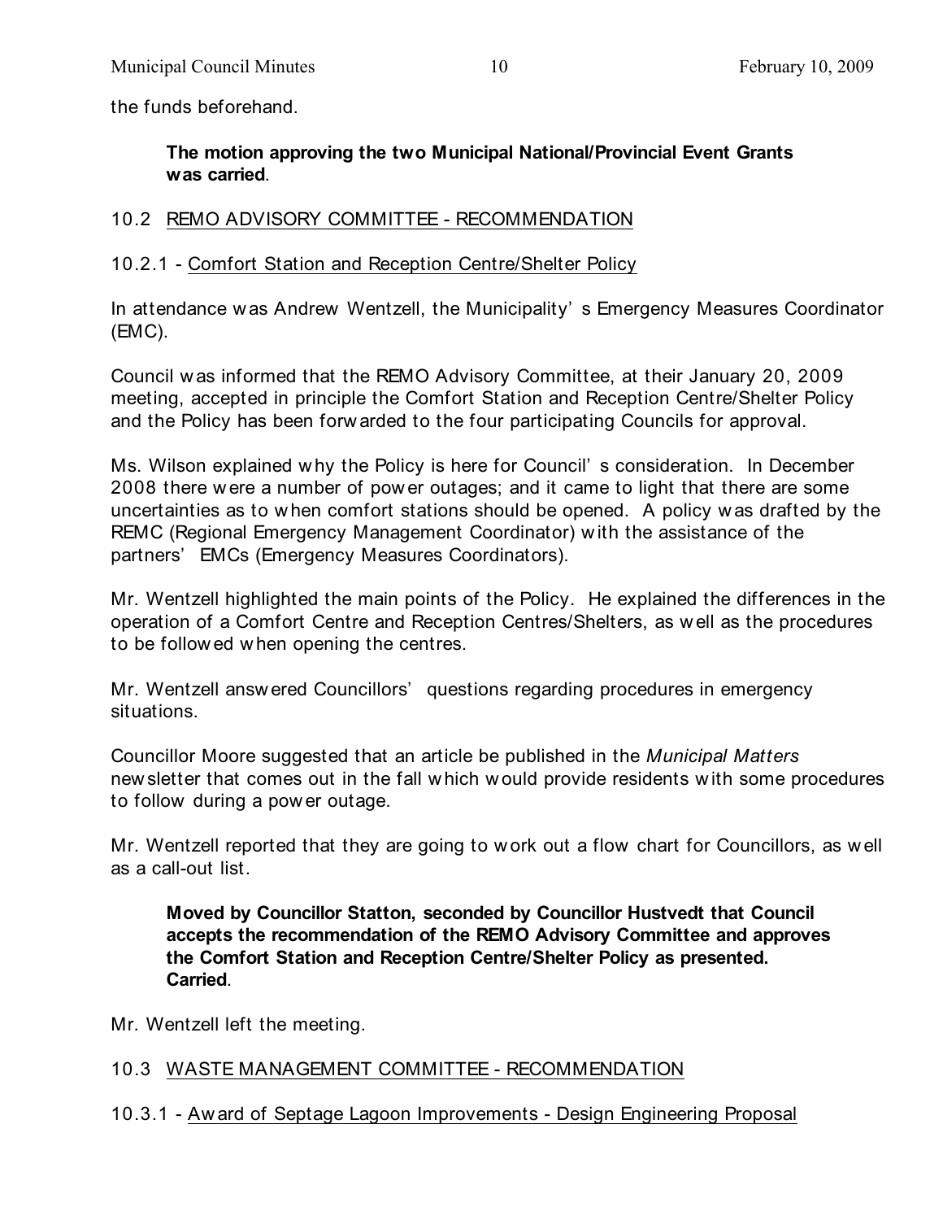the funds beforehand.

> **The motion approving the two Municipal National/Provincial Event Grants was carried**.

## 10.2 REMO ADVISORY COMMITTEE - RECOMMENDATION

### 10.2.1 - Comfort Station and Reception Centre/Shelter Policy

In attendance was Andrew Wentzell, the Municipality's Emergency Measures Coordinator (EMC).

Council was informed that the REMO Advisory Committee, at their January 20, 2009 meeting, accepted in principle the Comfort Station and Reception Centre/Shelter Policy and the Policy has been forwarded to the four participating Councils for approval.

Ms. Wilson explained why the Policy is here for Council's consideration. In December 2008 there were a number of power outages; and it came to light that there are some uncertainties as to when comfort stations should be opened. A policy was drafted by the REMC (Regional Emergency Management Coordinator) with the assistance of the partners' EMCs (Emergency Measures Coordinators).

Mr. Wentzell highlighted the main points of the Policy. He explained the differences in the operation of a Comfort Centre and Reception Centres/Shelters, as well as the procedures to be followed when opening the centres.

Mr. Wentzell answered Councillors' questions regarding procedures in emergency situations.

Councillor Moore suggested that an article be published in the *Municipal Matters* newsletter that comes out in the fall which would provide residents with some procedures to follow during a power outage.

Mr. Wentzell reported that they are going to work out a flow chart for Councillors, as well as a call-out list.

> **Moved by Councillor Statton, seconded by Councillor Hustvedt that Council accepts the recommendation of the REMO Advisory Committee and approves the Comfort Station and Reception Centre/Shelter Policy as presented. Carried**.

Mr. Wentzell left the meeting.

## 10.3 WASTE MANAGEMENT COMMITTEE - RECOMMENDATION

### 10.3.1 - Award of Septage Lagoon Improvements - Design Engineering Proposal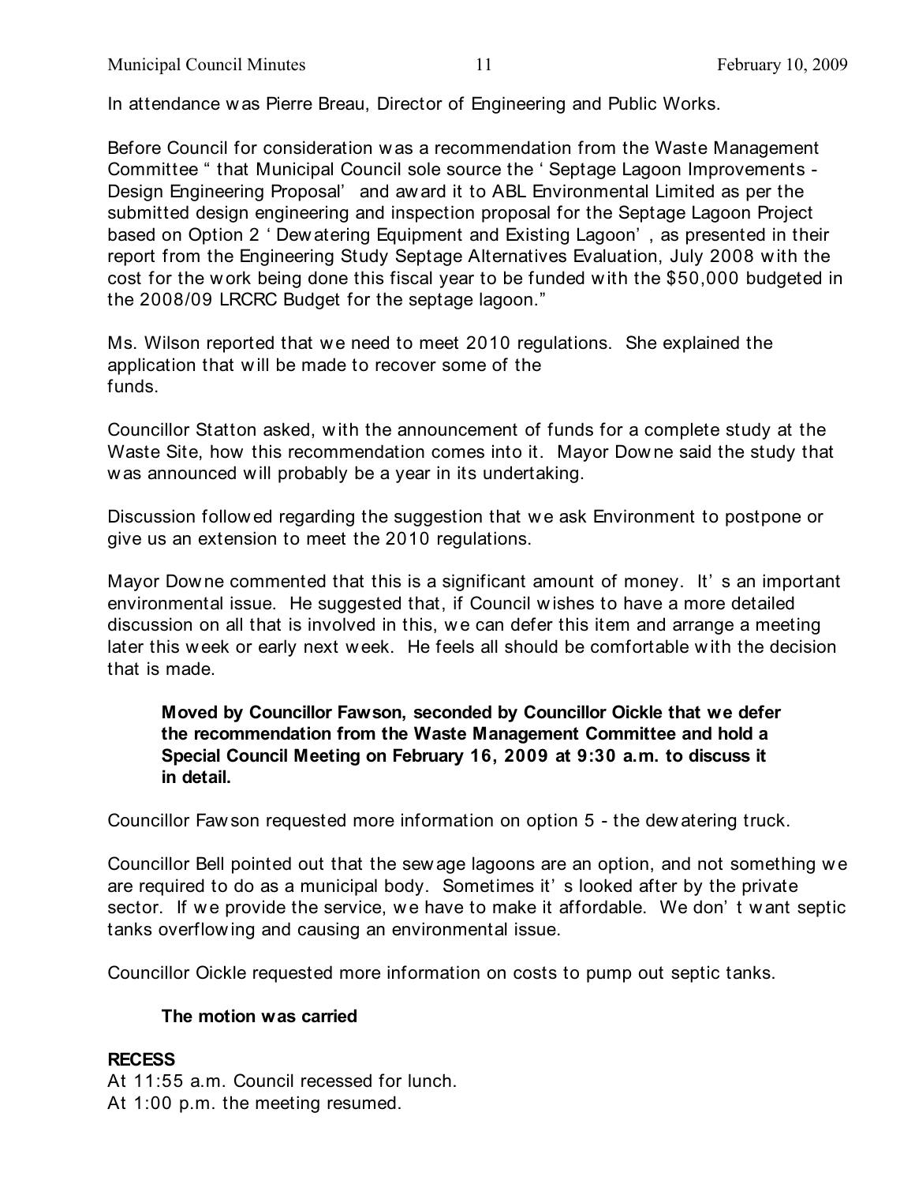In attendance was Pierre Breau, Director of Engineering and Public Works.

Before Council for consideration was a recommendation from the Waste Management Committee " that Municipal Council sole source the ' Septage Lagoon Improvements - Design Engineering Proposal' and award it to ABL Environmental Limited as per the submitted design engineering and inspection proposal for the Septage Lagoon Project based on Option 2 ' Dewatering Equipment and Existing Lagoon' , as presented in their report from the Engineering Study Septage Alternatives Evaluation, July 2008 with the cost for the work being done this fiscal year to be funded with the $50,000 budgeted in the 2008/09 LRCRC Budget for the septage lagoon."

Ms. Wilson reported that we need to meet 2010 regulations. She explained the application that will be made to recover some of the funds.

Councillor Statton asked, with the announcement of funds for a complete study at the Waste Site, how this recommendation comes into it. Mayor Downe said the study that was announced will probably be a year in its undertaking.

Discussion followed regarding the suggestion that we ask Environment to postpone or give us an extension to meet the 2010 regulations.

Mayor Downe commented that this is a significant amount of money. It' s an important environmental issue. He suggested that, if Council wishes to have a more detailed discussion on all that is involved in this, we can defer this item and arrange a meeting later this week or early next week. He feels all should be comfortable with the decision that is made.

> **Moved by Councillor Fawson, seconded by Councillor Oickle that we defer the recommendation from the Waste Management Committee and hold a Special Council Meeting on February 16, 2009 at 9:30 a.m. to discuss it in detail.**

Councillor Fawson requested more information on option 5 - the dewatering truck.

Councillor Bell pointed out that the sewage lagoons are an option, and not something we are required to do as a municipal body. Sometimes it' s looked after by the private sector. If we provide the service, we have to make it affordable. We don' t want septic tanks overflowing and causing an environmental issue.

Councillor Oickle requested more information on costs to pump out septic tanks.

> **The motion was carried**

**RECESS**

At 11:55 a.m. Council recessed for lunch.
At 1:00 p.m. the meeting resumed.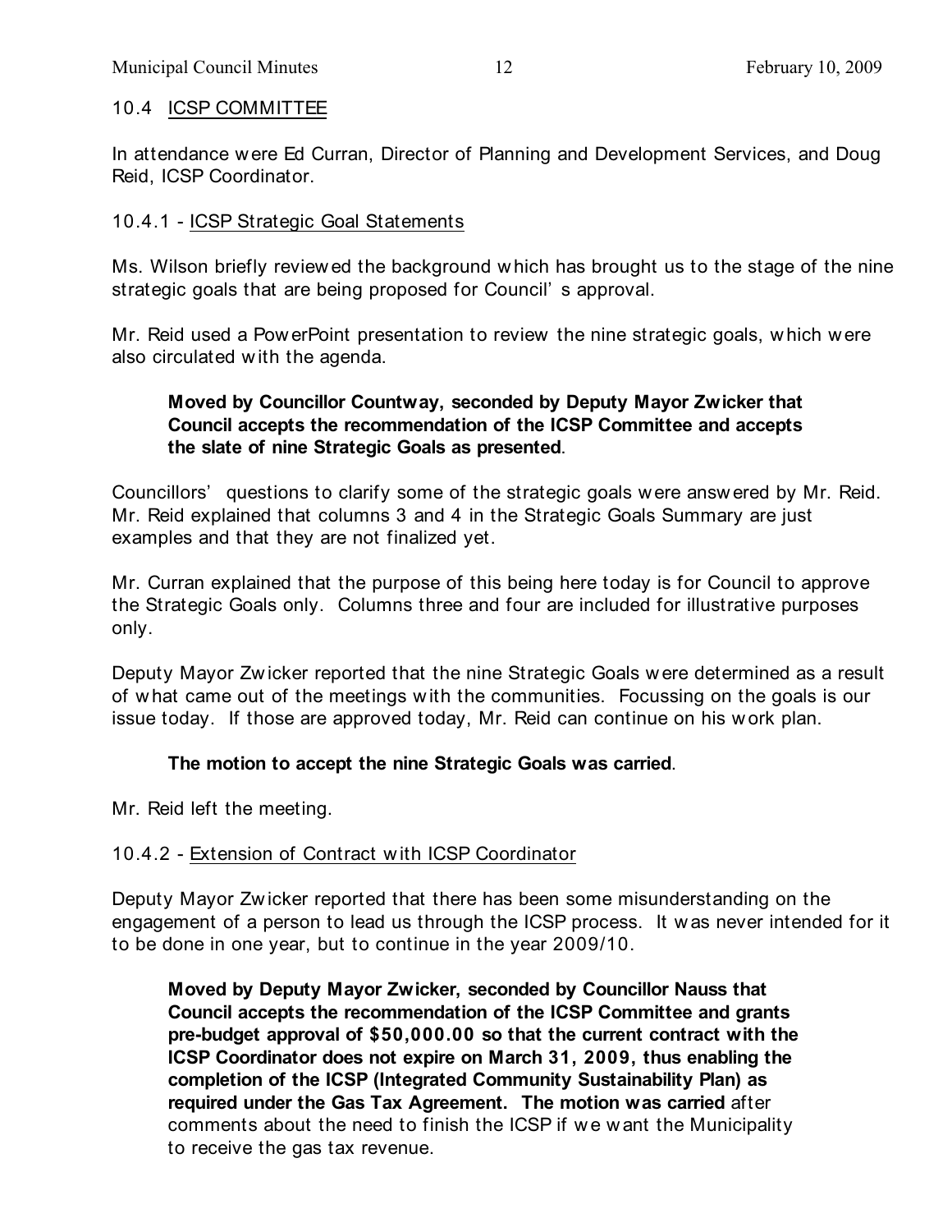## 10.4 ICSP COMMITTEE

In attendance were Ed Curran, Director of Planning and Development Services, and Doug Reid, ICSP Coordinator.

### 10.4.1 - ICSP Strategic Goal Statements

Ms. Wilson briefly reviewed the background which has brought us to the stage of the nine strategic goals that are being proposed for Council's approval.

Mr. Reid used a PowerPoint presentation to review the nine strategic goals, which were also circulated with the agenda.

> **Moved by Councillor Countway, seconded by Deputy Mayor Zwicker that Council accepts the recommendation of the ICSP Committee and accepts the slate of nine Strategic Goals as presented**.

Councillors' questions to clarify some of the strategic goals were answered by Mr. Reid. Mr. Reid explained that columns 3 and 4 in the Strategic Goals Summary are just examples and that they are not finalized yet.

Mr. Curran explained that the purpose of this being here today is for Council to approve the Strategic Goals only. Columns three and four are included for illustrative purposes only.

Deputy Mayor Zwicker reported that the nine Strategic Goals were determined as a result of what came out of the meetings with the communities. Focussing on the goals is our issue today. If those are approved today, Mr. Reid can continue on his work plan.

> **The motion to accept the nine Strategic Goals was carried**.

Mr. Reid left the meeting.

### 10.4.2 - Extension of Contract with ICSP Coordinator

Deputy Mayor Zwicker reported that there has been some misunderstanding on the engagement of a person to lead us through the ICSP process. It was never intended for it to be done in one year, but to continue in the year 2009/10.

> **Moved by Deputy Mayor Zwicker, seconded by Councillor Nauss that Council accepts the recommendation of the ICSP Committee and grants pre-budget approval of $50,000.00 so that the current contract with the ICSP Coordinator does not expire on March 31, 2009, thus enabling the completion of the ICSP (Integrated Community Sustainability Plan) as required under the Gas Tax Agreement. The motion was carried** after comments about the need to finish the ICSP if we want the Municipality to receive the gas tax revenue.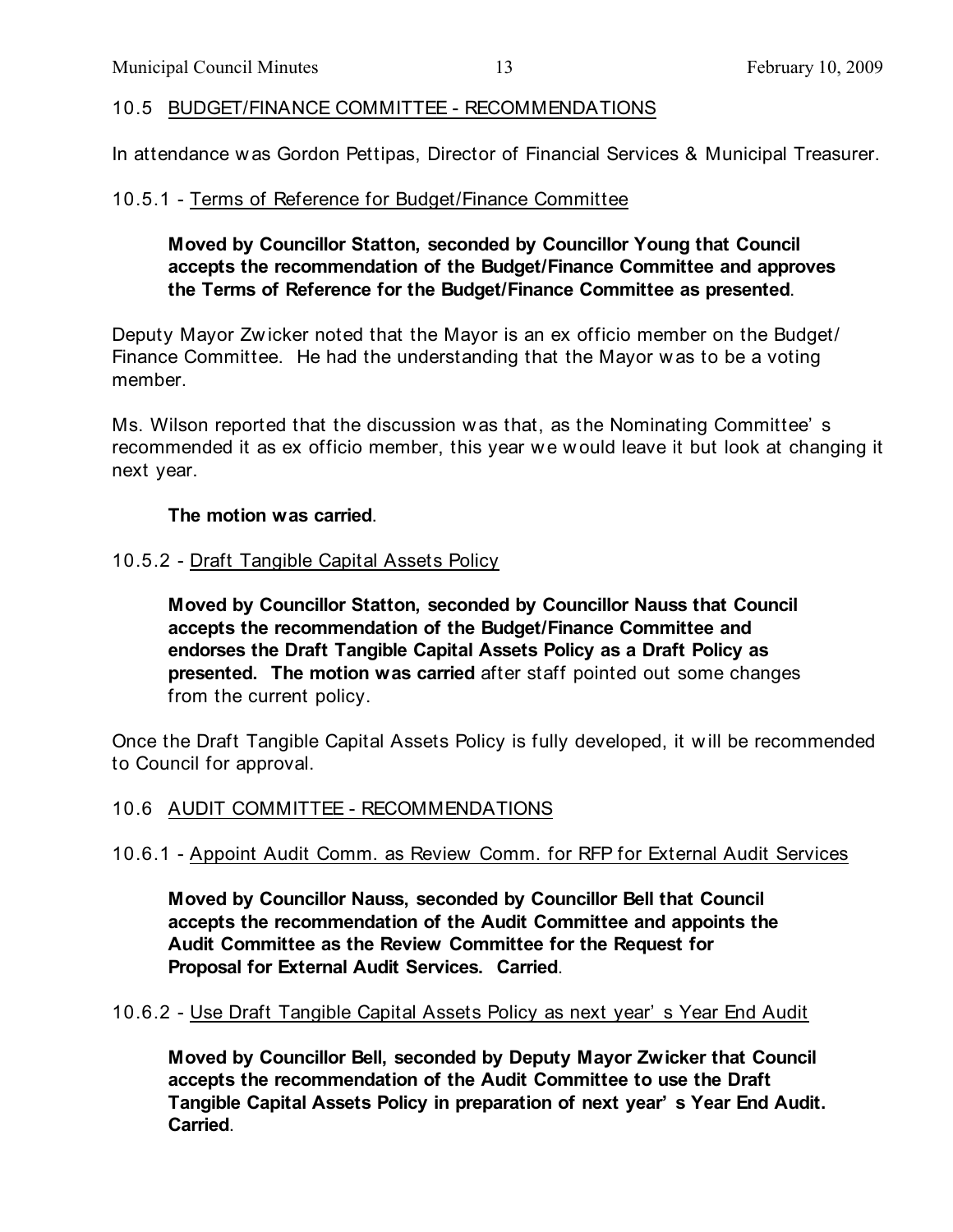## 10.5 BUDGET/FINANCE COMMITTEE - RECOMMENDATIONS

In attendance was Gordon Pettipas, Director of Financial Services & Municipal Treasurer.

### 10.5.1 - Terms of Reference for Budget/Finance Committee

**Moved by Councillor Statton, seconded by Councillor Young that Council accepts the recommendation of the Budget/Finance Committee and approves the Terms of Reference for the Budget/Finance Committee as presented**.

Deputy Mayor Zwicker noted that the Mayor is an ex officio member on the Budget/ Finance Committee. He had the understanding that the Mayor was to be a voting member.

Ms. Wilson reported that the discussion was that, as the Nominating Committee's recommended it as ex officio member, this year we would leave it but look at changing it next year.

**The motion was carried**.

### 10.5.2 - Draft Tangible Capital Assets Policy

**Moved by Councillor Statton, seconded by Councillor Nauss that Council accepts the recommendation of the Budget/Finance Committee and endorses the Draft Tangible Capital Assets Policy as a Draft Policy as presented. The motion was carried** after staff pointed out some changes from the current policy.

Once the Draft Tangible Capital Assets Policy is fully developed, it will be recommended to Council for approval.

## 10.6 AUDIT COMMITTEE - RECOMMENDATIONS

### 10.6.1 - Appoint Audit Comm. as Review Comm. for RFP for External Audit Services

**Moved by Councillor Nauss, seconded by Councillor Bell that Council accepts the recommendation of the Audit Committee and appoints the Audit Committee as the Review Committee for the Request for Proposal for External Audit Services. Carried**.

### 10.6.2 - Use Draft Tangible Capital Assets Policy as next year's Year End Audit

**Moved by Councillor Bell, seconded by Deputy Mayor Zwicker that Council accepts the recommendation of the Audit Committee to use the Draft Tangible Capital Assets Policy in preparation of next year's Year End Audit. Carried**.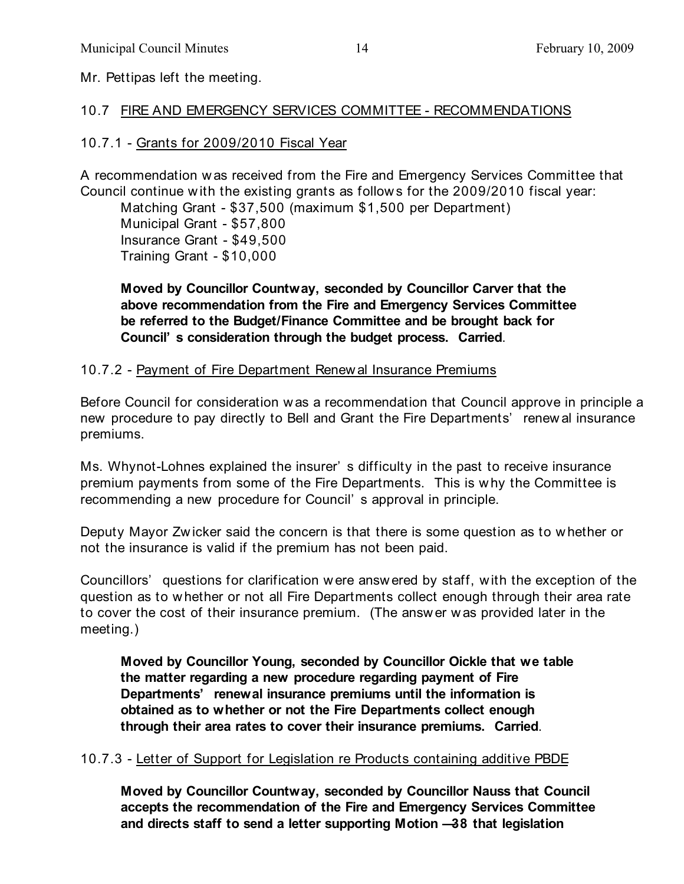Mr. Pettipas left the meeting.

## 10.7 FIRE AND EMERGENCY SERVICES COMMITTEE - RECOMMENDATIONS

### 10.7.1 - Grants for 2009/2010 Fiscal Year

A recommendation was received from the Fire and Emergency Services Committee that Council continue with the existing grants as follows for the 2009/2010 fiscal year:

Matching Grant - $37,500 (maximum $1,500 per Department)
Municipal Grant - $57,800
Insurance Grant - $49,500
Training Grant - $10,000

**Moved by Councillor Countway, seconded by Councillor Carver that the above recommendation from the Fire and Emergency Services Committee be referred to the Budget/Finance Committee and be brought back for Council's consideration through the budget process. Carried**.

### 10.7.2 - Payment of Fire Department Renewal Insurance Premiums

Before Council for consideration was a recommendation that Council approve in principle a new procedure to pay directly to Bell and Grant the Fire Departments' renewal insurance premiums.

Ms. Whynot-Lohnes explained the insurer's difficulty in the past to receive insurance premium payments from some of the Fire Departments. This is why the Committee is recommending a new procedure for Council's approval in principle.

Deputy Mayor Zwicker said the concern is that there is some question as to whether or not the insurance is valid if the premium has not been paid.

Councillors' questions for clarification were answered by staff, with the exception of the question as to whether or not all Fire Departments collect enough through their area rate to cover the cost of their insurance premium. (The answer was provided later in the meeting.)

**Moved by Councillor Young, seconded by Councillor Oickle that we table the matter regarding a new procedure regarding payment of Fire Departments' renewal insurance premiums until the information is obtained as to whether or not the Fire Departments collect enough through their area rates to cover their insurance premiums. Carried**.

### 10.7.3 - Letter of Support for Legislation re Products containing additive PBDE

**Moved by Councillor Countway, seconded by Councillor Nauss that Council accepts the recommendation of the Fire and Emergency Services Committee and directs staff to send a letter supporting Motion —38 that legislation**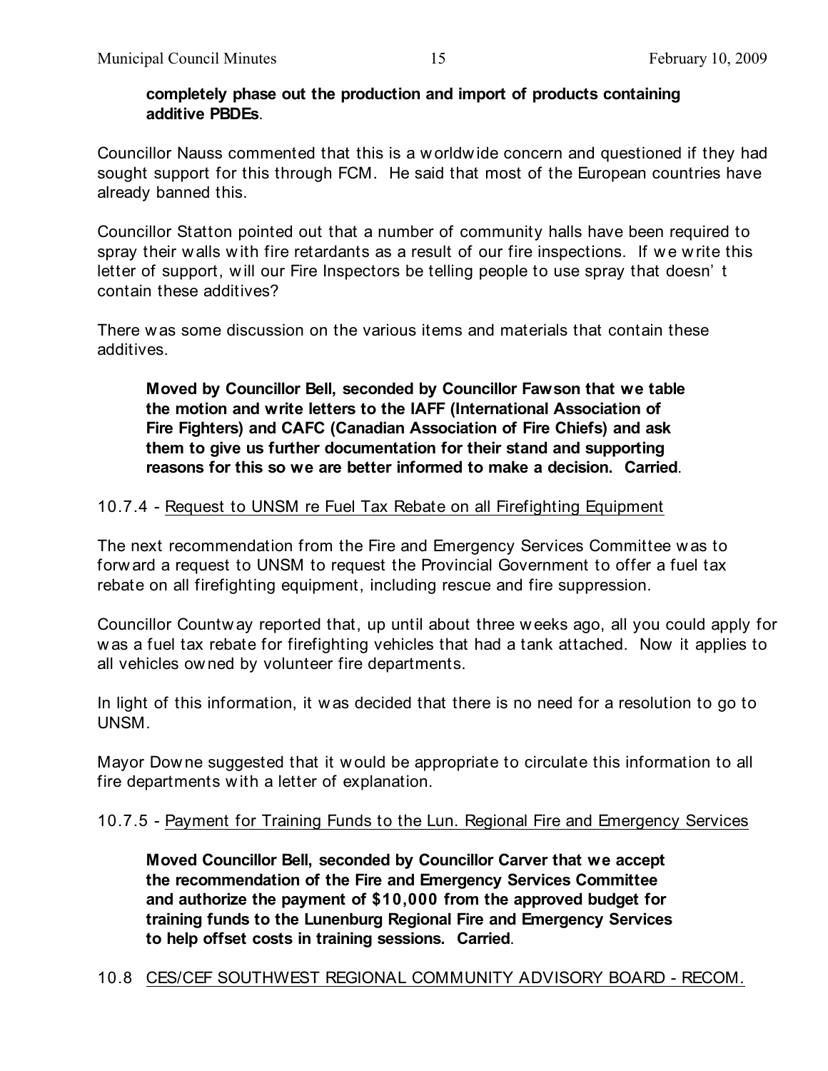**completely phase out the production and import of products containing additive PBDEs**.

Councillor Nauss commented that this is a worldwide concern and questioned if they had sought support for this through FCM. He said that most of the European countries have already banned this.

Councillor Statton pointed out that a number of community halls have been required to spray their walls with fire retardants as a result of our fire inspections. If we write this letter of support, will our Fire Inspectors be telling people to use spray that doesn't contain these additives?

There was some discussion on the various items and materials that contain these additives.

> **Moved by Councillor Bell, seconded by Councillor Fawson that we table the motion and write letters to the IAFF (International Association of Fire Fighters) and CAFC (Canadian Association of Fire Chiefs) and ask them to give us further documentation for their stand and supporting reasons for this so we are better informed to make a decision. Carried**.

10.7.4 - Request to UNSM re Fuel Tax Rebate on all Firefighting Equipment

The next recommendation from the Fire and Emergency Services Committee was to forward a request to UNSM to request the Provincial Government to offer a fuel tax rebate on all firefighting equipment, including rescue and fire suppression.

Councillor Countway reported that, up until about three weeks ago, all you could apply for was a fuel tax rebate for firefighting vehicles that had a tank attached. Now it applies to all vehicles owned by volunteer fire departments.

In light of this information, it was decided that there is no need for a resolution to go to UNSM.

Mayor Downe suggested that it would be appropriate to circulate this information to all fire departments with a letter of explanation.

10.7.5 - Payment for Training Funds to the Lun. Regional Fire and Emergency Services

> **Moved Councillor Bell, seconded by Councillor Carver that we accept the recommendation of the Fire and Emergency Services Committee and authorize the payment of $10,000 from the approved budget for training funds to the Lunenburg Regional Fire and Emergency Services to help offset costs in training sessions. Carried**.

10.8 CES/CEF SOUTHWEST REGIONAL COMMUNITY ADVISORY BOARD - RECOM.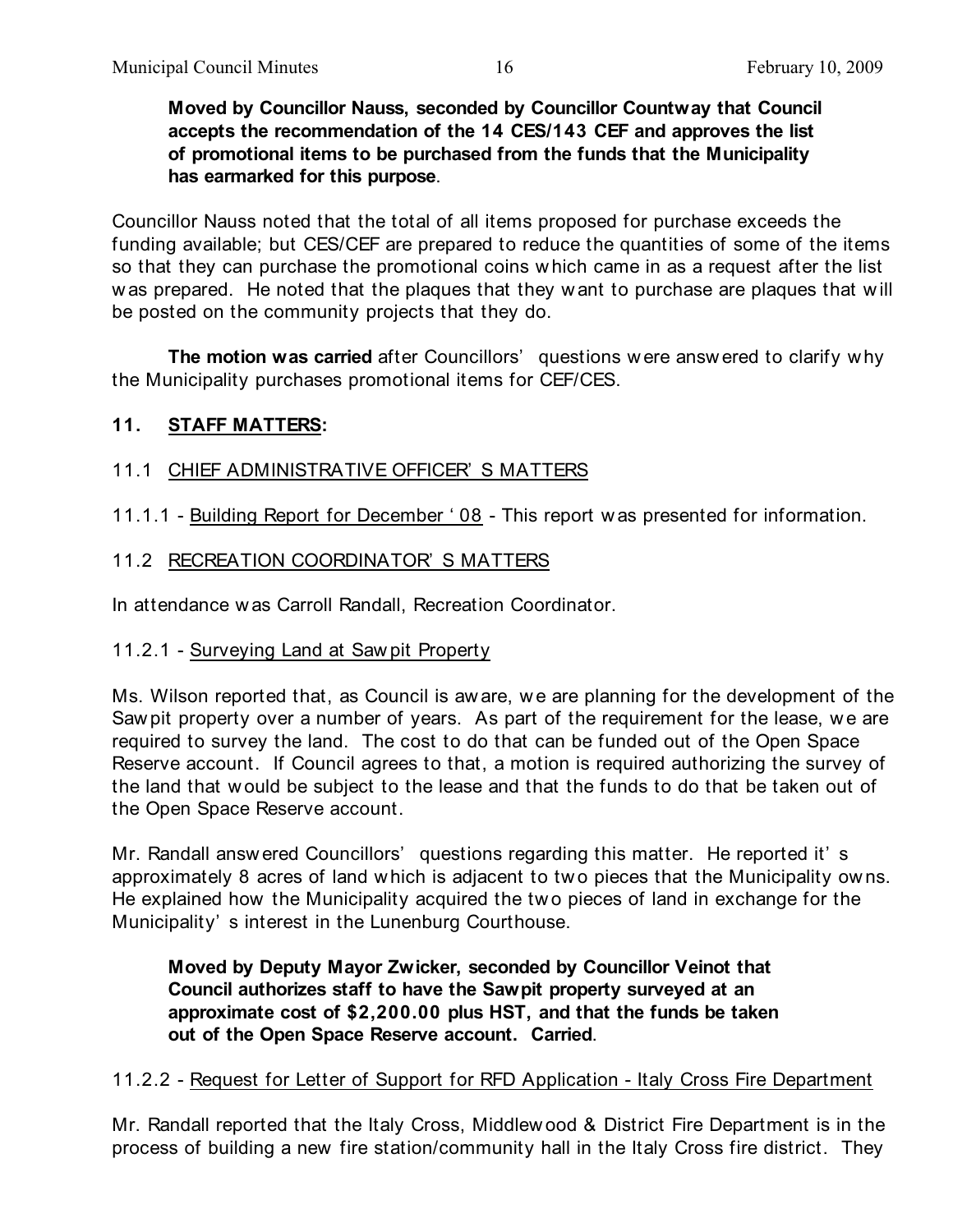**Moved by Councillor Nauss, seconded by Councillor Countway that Council accepts the recommendation of the 14 CES/143 CEF and approves the list of promotional items to be purchased from the funds that the Municipality has earmarked for this purpose**.

Councillor Nauss noted that the total of all items proposed for purchase exceeds the funding available; but CES/CEF are prepared to reduce the quantities of some of the items so that they can purchase the promotional coins which came in as a request after the list was prepared. He noted that the plaques that they want to purchase are plaques that will be posted on the community projects that they do.

**The motion was carried** after Councillors' questions were answered to clarify why the Municipality purchases promotional items for CEF/CES.

## 11. STAFF MATTERS:

### 11.1 CHIEF ADMINISTRATIVE OFFICER'S MATTERS

11.1.1 - Building Report for December '08 - This report was presented for information.

### 11.2 RECREATION COORDINATOR'S MATTERS

In attendance was Carroll Randall, Recreation Coordinator.

11.2.1 - Surveying Land at Sawpit Property

Ms. Wilson reported that, as Council is aware, we are planning for the development of the Sawpit property over a number of years. As part of the requirement for the lease, we are required to survey the land. The cost to do that can be funded out of the Open Space Reserve account. If Council agrees to that, a motion is required authorizing the survey of the land that would be subject to the lease and that the funds to do that be taken out of the Open Space Reserve account.

Mr. Randall answered Councillors' questions regarding this matter. He reported it's approximately 8 acres of land which is adjacent to two pieces that the Municipality owns. He explained how the Municipality acquired the two pieces of land in exchange for the Municipality's interest in the Lunenburg Courthouse.

**Moved by Deputy Mayor Zwicker, seconded by Councillor Veinot that Council authorizes staff to have the Sawpit property surveyed at an approximate cost of $2,200.00 plus HST, and that the funds be taken out of the Open Space Reserve account. Carried**.

11.2.2 - Request for Letter of Support for RFD Application - Italy Cross Fire Department

Mr. Randall reported that the Italy Cross, Middlewood & District Fire Department is in the process of building a new fire station/community hall in the Italy Cross fire district. They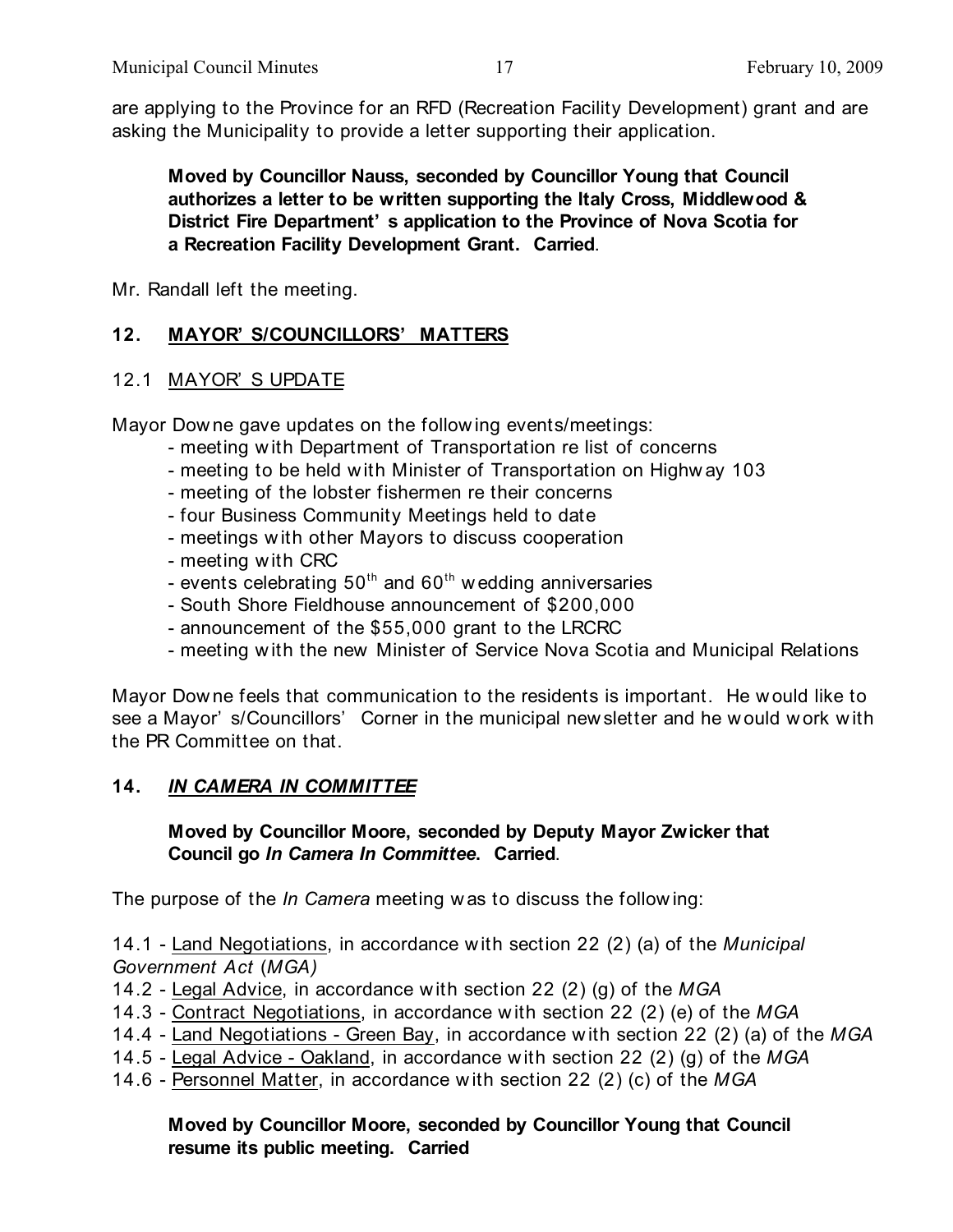are applying to the Province for an RFD (Recreation Facility Development) grant and are asking the Municipality to provide a letter supporting their application.

> **Moved by Councillor Nauss, seconded by Councillor Young that Council authorizes a letter to be written supporting the Italy Cross, Middlewood & District Fire Department's application to the Province of Nova Scotia for a Recreation Facility Development Grant. Carried**.

Mr. Randall left the meeting.

## 12. MAYOR'S/COUNCILLORS' MATTERS

### 12.1 MAYOR'S UPDATE

Mayor Downe gave updates on the following events/meetings:

- meeting with Department of Transportation re list of concerns
- meeting to be held with Minister of Transportation on Highway 103
- meeting of the lobster fishermen re their concerns
- four Business Community Meetings held to date
- meetings with other Mayors to discuss cooperation
- meeting with CRC
- events celebrating 50th and 60th wedding anniversaries
- South Shore Fieldhouse announcement of $200,000
- announcement of the $55,000 grant to the LRCRC
- meeting with the new Minister of Service Nova Scotia and Municipal Relations

Mayor Downe feels that communication to the residents is important. He would like to see a Mayor's/Councillors' Corner in the municipal newsletter and he would work with the PR Committee on that.

## 14. *IN CAMERA IN COMMITTEE*

> **Moved by Councillor Moore, seconded by Deputy Mayor Zwicker that Council go *In Camera In Committee*. Carried**.

The purpose of the *In Camera* meeting was to discuss the following:

14.1 - Land Negotiations, in accordance with section 22 (2) (a) of the *Municipal Government Act* (*MGA)*
14.2 - Legal Advice, in accordance with section 22 (2) (g) of the *MGA*
14.3 - Contract Negotiations, in accordance with section 22 (2) (e) of the *MGA*
14.4 - Land Negotiations - Green Bay, in accordance with section 22 (2) (a) of the *MGA*
14.5 - Legal Advice - Oakland, in accordance with section 22 (2) (g) of the *MGA*
14.6 - Personnel Matter, in accordance with section 22 (2) (c) of the *MGA*

> **Moved by Councillor Moore, seconded by Councillor Young that Council resume its public meeting. Carried**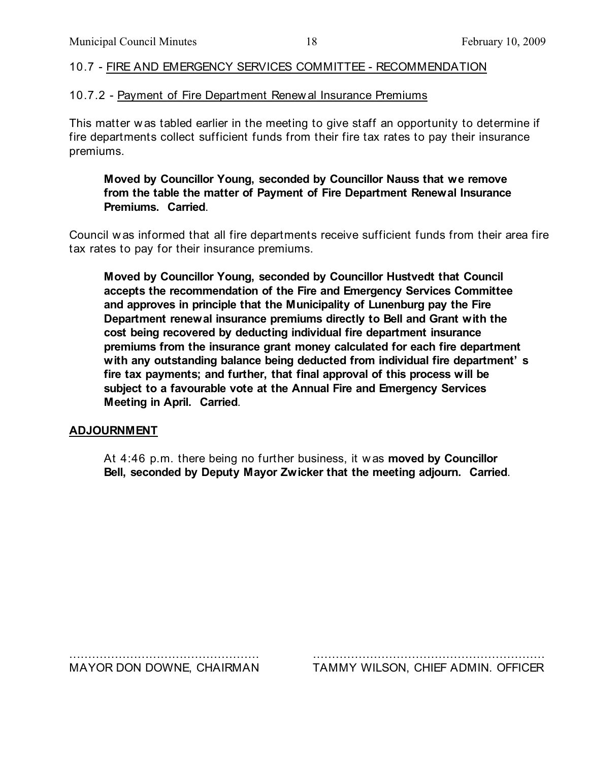## 10.7 - FIRE AND EMERGENCY SERVICES COMMITTEE - RECOMMENDATION

### 10.7.2 - Payment of Fire Department Renewal Insurance Premiums

This matter was tabled earlier in the meeting to give staff an opportunity to determine if fire departments collect sufficient funds from their fire tax rates to pay their insurance premiums.

> **Moved by Councillor Young, seconded by Councillor Nauss that we remove from the table the matter of Payment of Fire Department Renewal Insurance Premiums. Carried**.

Council was informed that all fire departments receive sufficient funds from their area fire tax rates to pay for their insurance premiums.

> **Moved by Councillor Young, seconded by Councillor Hustvedt that Council accepts the recommendation of the Fire and Emergency Services Committee and approves in principle that the Municipality of Lunenburg pay the Fire Department renewal insurance premiums directly to Bell and Grant with the cost being recovered by deducting individual fire department insurance premiums from the insurance grant money calculated for each fire department with any outstanding balance being deducted from individual fire department's fire tax payments; and further, that final approval of this process will be subject to a favourable vote at the Annual Fire and Emergency Services Meeting in April. Carried**.

## ADJOURNMENT

> At 4:46 p.m. there being no further business, it was **moved by Councillor Bell, seconded by Deputy Mayor Zwicker that the meeting adjourn. Carried**.

……………………………………………
MAYOR DON DOWNE, CHAIRMAN

……………………………………………………
TAMMY WILSON, CHIEF ADMIN. OFFICER